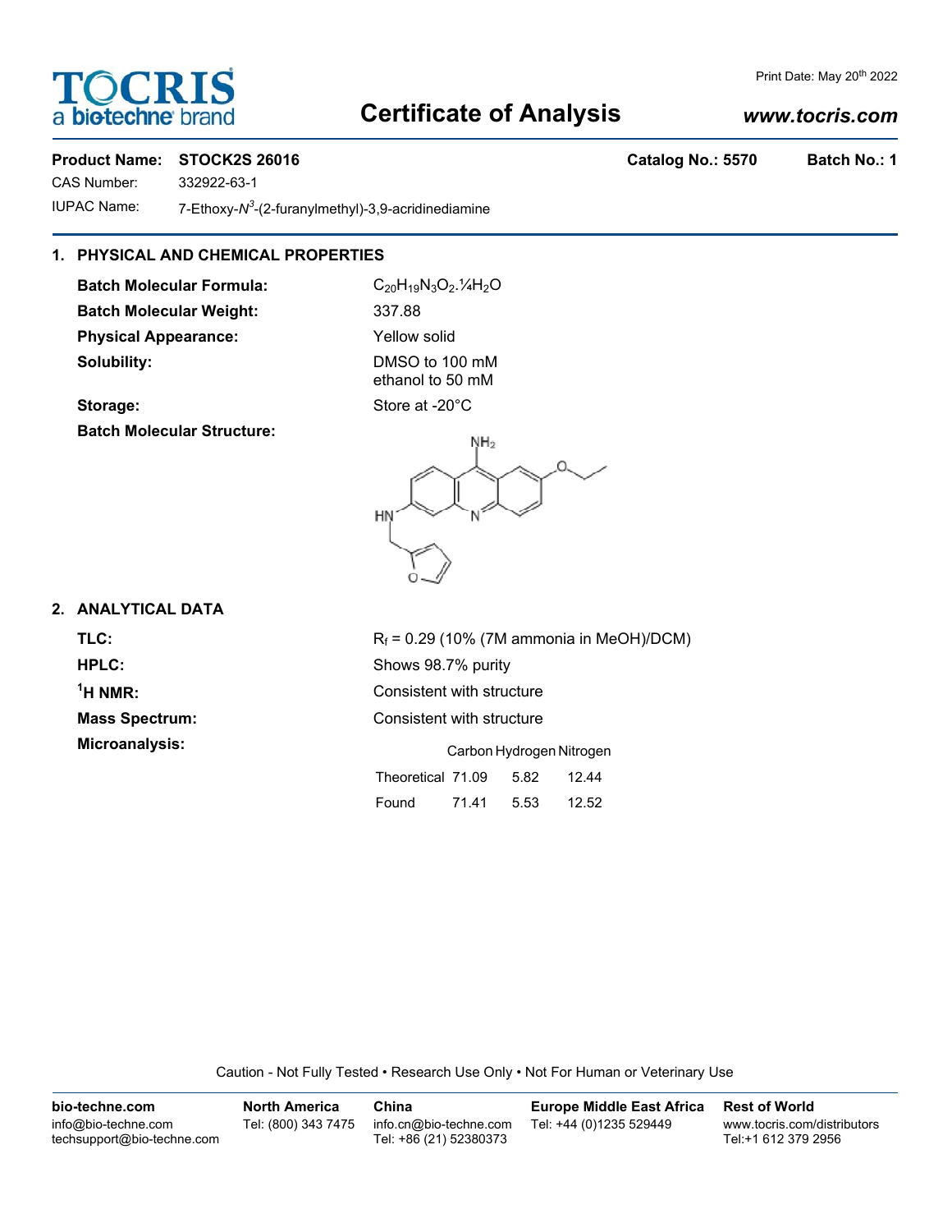# Certificate of Analysis

Print Date: May 20th 2022

www.tocris.com

**Product Name: STOCK2S 26016** **Catalog No.: 5570** **Batch No.: 1**

CAS Number: 332922-63-1

IUPAC Name: 7-Ethoxy-$N^3$-(2-furanylmethyl)-3,9-acridinediamine

## 1. PHYSICAL AND CHEMICAL PROPERTIES

**Batch Molecular Formula:** $C_{20}H_{19}N_3O_2.¼H_2O$

**Batch Molecular Weight:** 337.88

**Physical Appearance:** Yellow solid

**Solubility:** DMSO to 100 mM
ethanol to 50 mM

**Storage:** Store at -20°C

**Batch Molecular Structure:**

## 2. ANALYTICAL DATA

**TLC:** $R_f$ = 0.29 (10% (7M ammonia in MeOH)/DCM)

**HPLC:** Shows 98.7% purity

**$^1$H NMR:** Consistent with structure

**Mass Spectrum:** Consistent with structure

**Microanalysis:**

| | Carbon | Hydrogen | Nitrogen |
|---|---|---|---|
| Theoretical | 71.09 | 5.82 | 12.44 |
| Found | 71.41 | 5.53 | 12.52 |

Caution - Not Fully Tested • Research Use Only • Not For Human or Veterinary Use

**bio-techne.com**
info@bio-techne.com
techsupport@bio-techne.com

**North America**
Tel: (800) 343 7475

**China**
info.cn@bio-techne.com
Tel: +86 (21) 52380373

**Europe Middle East Africa**
Tel: +44 (0)1235 529449

**Rest of World**
www.tocris.com/distributors
Tel:+1 612 379 2956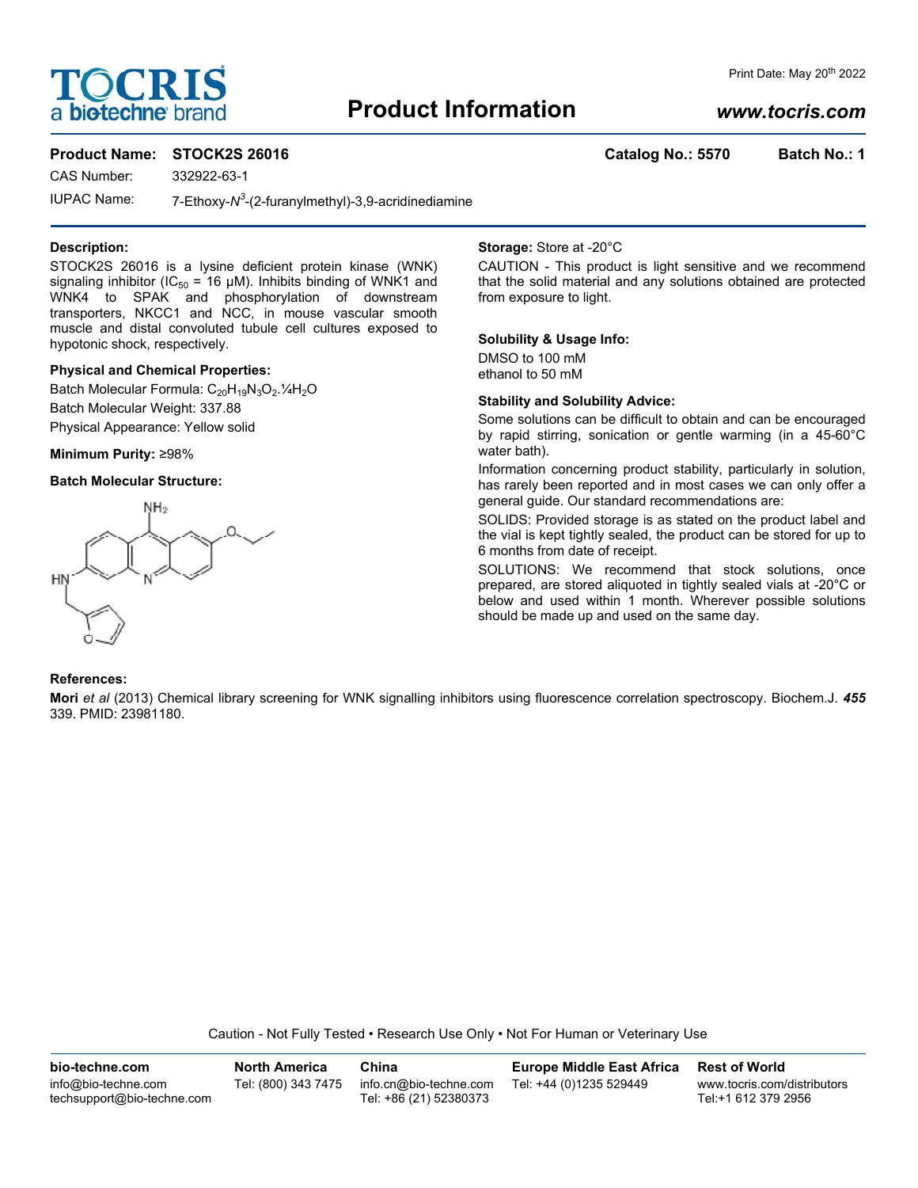# Product Information

Print Date: May 20th 2022

www.tocris.com

**Product Name: STOCK2S 26016** **Catalog No.: 5570** **Batch No.: 1**

CAS Number: 332922-63-1

IUPAC Name: 7-Ethoxy-$N^3$-(2-furanylmethyl)-3,9-acridinediamine

### Description:

STOCK2S 26016 is a lysine deficient protein kinase (WNK) signaling inhibitor ($IC_{50}$ = 16 μM). Inhibits binding of WNK1 and WNK4 to SPAK and phosphorylation of downstream transporters, NKCC1 and NCC, in mouse vascular smooth muscle and distal convoluted tubule cell cultures exposed to hypotonic shock, respectively.

### Physical and Chemical Properties:

Batch Molecular Formula: $C_{20}H_{19}N_3O_2.¼H_2O$

Batch Molecular Weight: 337.88

Physical Appearance: Yellow solid

**Minimum Purity:** ≥98%

### Batch Molecular Structure:

NH2

O

HN

N

O

**Storage:** Store at -20°C

CAUTION - This product is light sensitive and we recommend that the solid material and any solutions obtained are protected from exposure to light.

### Solubility & Usage Info:

DMSO to 100 mM
ethanol to 50 mM

### Stability and Solubility Advice:

Some solutions can be difficult to obtain and can be encouraged by rapid stirring, sonication or gentle warming (in a 45-60°C water bath).

Information concerning product stability, particularly in solution, has rarely been reported and in most cases we can only offer a general guide. Our standard recommendations are:

SOLIDS: Provided storage is as stated on the product label and the vial is kept tightly sealed, the product can be stored for up to 6 months from date of receipt.

SOLUTIONS: We recommend that stock solutions, once prepared, are stored aliquoted in tightly sealed vials at -20°C or below and used within 1 month. Wherever possible solutions should be made up and used on the same day.

### References:

**Mori** *et al* (2013) Chemical library screening for WNK signalling inhibitors using fluorescence correlation spectroscopy. Biochem.J. ***455*** 339. PMID: 23981180.

Caution - Not Fully Tested • Research Use Only • Not For Human or Veterinary Use

**bio-techne.com**
info@bio-techne.com
techsupport@bio-techne.com

**North America**
Tel: (800) 343 7475

**China**
info.cn@bio-techne.com
Tel: +86 (21) 52380373

**Europe Middle East Africa**
Tel: +44 (0)1235 529449

**Rest of World**
www.tocris.com/distributors
Tel:+1 612 379 2956